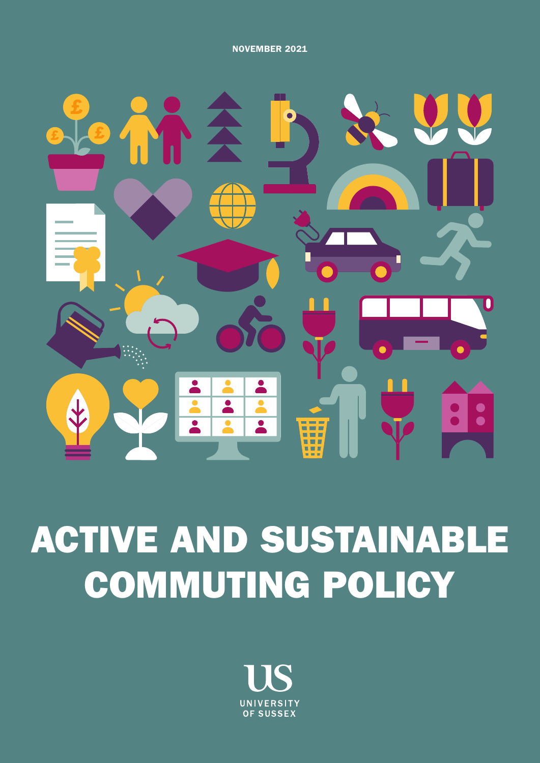NOVEMBER 2021

# ACTIVE AND SUSTAINABLE COMMUTING POLICY

UNIVERSITY OF SUSSEX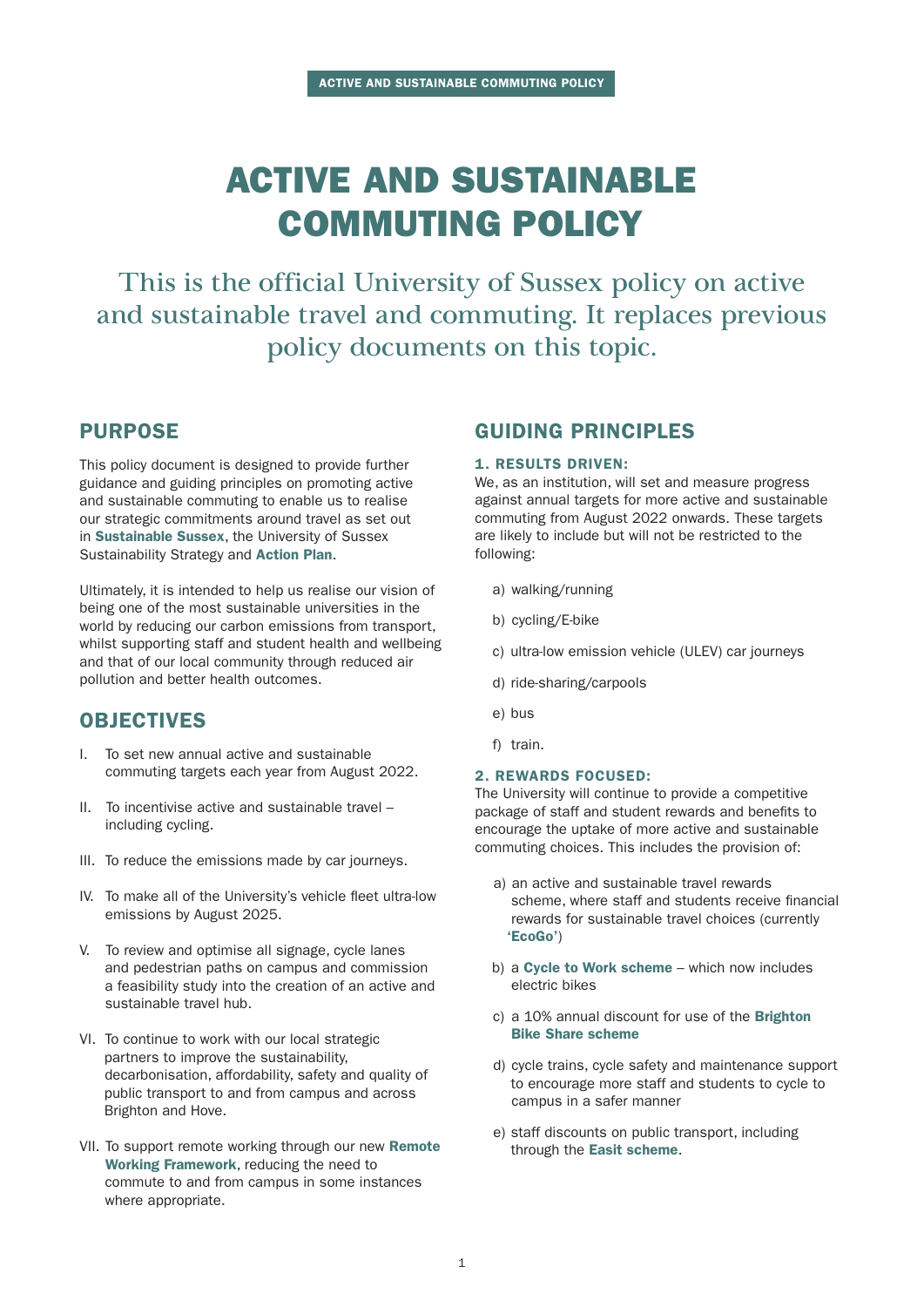# ACTIVE AND SUSTAINABLE COMMUTING POLICY

This is the official University of Sussex policy on active and sustainable travel and commuting. It replaces previous policy documents on this topic.

## PURPOSE

This policy document is designed to provide further guidance and guiding principles on promoting active and sustainable commuting to enable us to realise our strategic commitments around travel as set out in **Sustainable Sussex**, the University of Sussex Sustainability Strategy and **Action Plan**.

Ultimately, it is intended to help us realise our vision of being one of the most sustainable universities in the world by reducing our carbon emissions from transport, whilst supporting staff and student health and wellbeing and that of our local community through reduced air pollution and better health outcomes.

## OBJECTIVES

I. To set new annual active and sustainable commuting targets each year from August 2022.

II. To incentivise active and sustainable travel – including cycling.

III. To reduce the emissions made by car journeys.

IV. To make all of the University's vehicle fleet ultra-low emissions by August 2025.

V. To review and optimise all signage, cycle lanes and pedestrian paths on campus and commission a feasibility study into the creation of an active and sustainable travel hub.

VI. To continue to work with our local strategic partners to improve the sustainability, decarbonisation, affordability, safety and quality of public transport to and from campus and across Brighton and Hove.

VII. To support remote working through our new **Remote Working Framework**, reducing the need to commute to and from campus in some instances where appropriate.

## GUIDING PRINCIPLES

### 1. RESULTS DRIVEN:

We, as an institution, will set and measure progress against annual targets for more active and sustainable commuting from August 2022 onwards. These targets are likely to include but will not be restricted to the following:

a) walking/running

b) cycling/E-bike

c) ultra-low emission vehicle (ULEV) car journeys

d) ride-sharing/carpools

e) bus

f) train.

### 2. REWARDS FOCUSED:

The University will continue to provide a competitive package of staff and student rewards and benefits to encourage the uptake of more active and sustainable commuting choices. This includes the provision of:

a) an active and sustainable travel rewards scheme, where staff and students receive financial rewards for sustainable travel choices (currently **'EcoGo'**)

b) a **Cycle to Work scheme** – which now includes electric bikes

c) a 10% annual discount for use of the **Brighton Bike Share scheme**

d) cycle trains, cycle safety and maintenance support to encourage more staff and students to cycle to campus in a safer manner

e) staff discounts on public transport, including through the **Easit scheme**.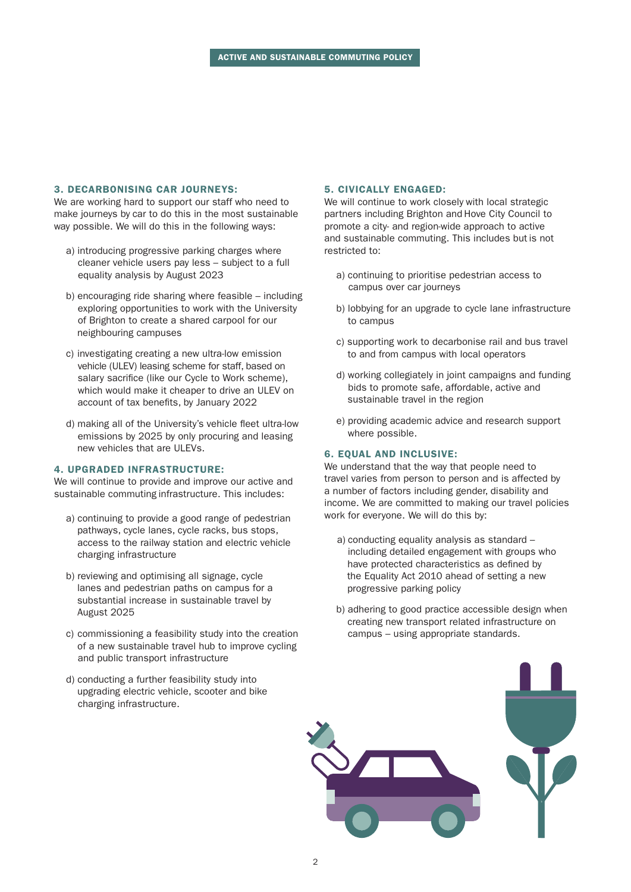### 3. DECARBONISING CAR JOURNEYS:

We are working hard to support our staff who need to make journeys by car to do this in the most sustainable way possible. We will do this in the following ways:

a) introducing progressive parking charges where cleaner vehicle users pay less – subject to a full equality analysis by August 2023

b) encouraging ride sharing where feasible – including exploring opportunities to work with the University of Brighton to create a shared carpool for our neighbouring campuses

c) investigating creating a new ultra-low emission vehicle (ULEV) leasing scheme for staff, based on salary sacrifice (like our Cycle to Work scheme), which would make it cheaper to drive an ULEV on account of tax benefits, by January 2022

d) making all of the University's vehicle fleet ultra-low emissions by 2025 by only procuring and leasing new vehicles that are ULEVs.

### 4. UPGRADED INFRASTRUCTURE:

We will continue to provide and improve our active and sustainable commuting infrastructure. This includes:

a) continuing to provide a good range of pedestrian pathways, cycle lanes, cycle racks, bus stops, access to the railway station and electric vehicle charging infrastructure

b) reviewing and optimising all signage, cycle lanes and pedestrian paths on campus for a substantial increase in sustainable travel by August 2025

c) commissioning a feasibility study into the creation of a new sustainable travel hub to improve cycling and public transport infrastructure

d) conducting a further feasibility study into upgrading electric vehicle, scooter and bike charging infrastructure.

### 5. CIVICALLY ENGAGED:

We will continue to work closely with local strategic partners including Brighton and Hove City Council to promote a city- and region-wide approach to active and sustainable commuting. This includes but is not restricted to:

a) continuing to prioritise pedestrian access to campus over car journeys

b) lobbying for an upgrade to cycle lane infrastructure to campus

c) supporting work to decarbonise rail and bus travel to and from campus with local operators

d) working collegiately in joint campaigns and funding bids to promote safe, affordable, active and sustainable travel in the region

e) providing academic advice and research support where possible.

### 6. EQUAL AND INCLUSIVE:

We understand that the way that people need to travel varies from person to person and is affected by a number of factors including gender, disability and income. We are committed to making our travel policies work for everyone. We will do this by:

a) conducting equality analysis as standard – including detailed engagement with groups who have protected characteristics as defined by the Equality Act 2010 ahead of setting a new progressive parking policy

b) adhering to good practice accessible design when creating new transport related infrastructure on campus – using appropriate standards.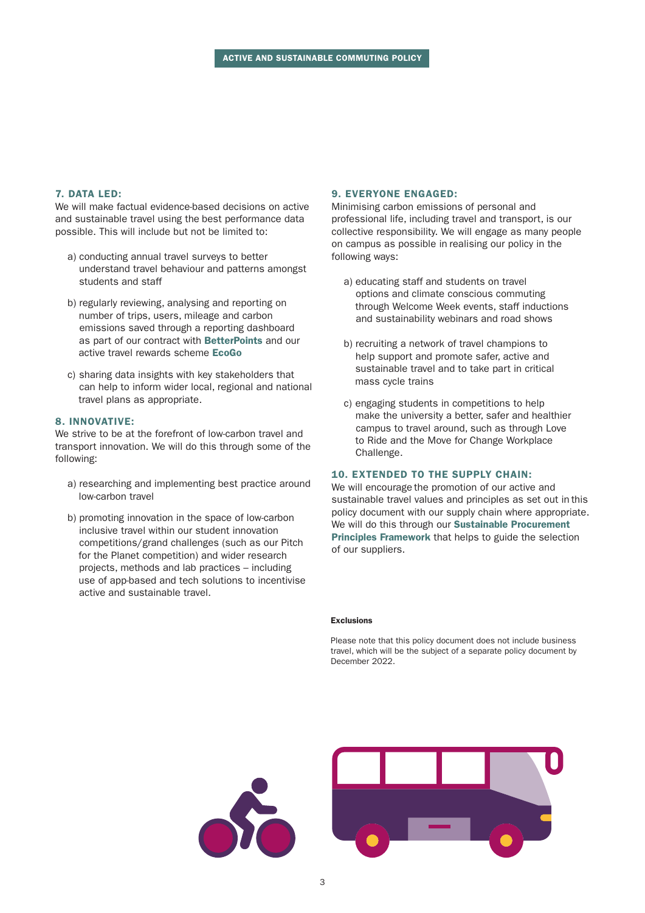## 7. DATA LED:

We will make factual evidence-based decisions on active and sustainable travel using the best performance data possible. This will include but not be limited to:

a) conducting annual travel surveys to better understand travel behaviour and patterns amongst students and staff

b) regularly reviewing, analysing and reporting on number of trips, users, mileage and carbon emissions saved through a reporting dashboard as part of our contract with **BetterPoints** and our active travel rewards scheme **EcoGo**

c) sharing data insights with key stakeholders that can help to inform wider local, regional and national travel plans as appropriate.

## 8. INNOVATIVE:

We strive to be at the forefront of low-carbon travel and transport innovation. We will do this through some of the following:

a) researching and implementing best practice around low-carbon travel

b) promoting innovation in the space of low-carbon inclusive travel within our student innovation competitions/grand challenges (such as our Pitch for the Planet competition) and wider research projects, methods and lab practices – including use of app-based and tech solutions to incentivise active and sustainable travel.

## 9. EVERYONE ENGAGED:

Minimising carbon emissions of personal and professional life, including travel and transport, is our collective responsibility. We will engage as many people on campus as possible in realising our policy in the following ways:

a) educating staff and students on travel options and climate conscious commuting through Welcome Week events, staff inductions and sustainability webinars and road shows

b) recruiting a network of travel champions to help support and promote safer, active and sustainable travel and to take part in critical mass cycle trains

c) engaging students in competitions to help make the university a better, safer and healthier campus to travel around, such as through Love to Ride and the Move for Change Workplace Challenge.

## 10. EXTENDED TO THE SUPPLY CHAIN:

We will encourage the promotion of our active and sustainable travel values and principles as set out in this policy document with our supply chain where appropriate. We will do this through our **Sustainable Procurement Principles Framework** that helps to guide the selection of our suppliers.

**Exclusions**

Please note that this policy document does not include business travel, which will be the subject of a separate policy document by December 2022.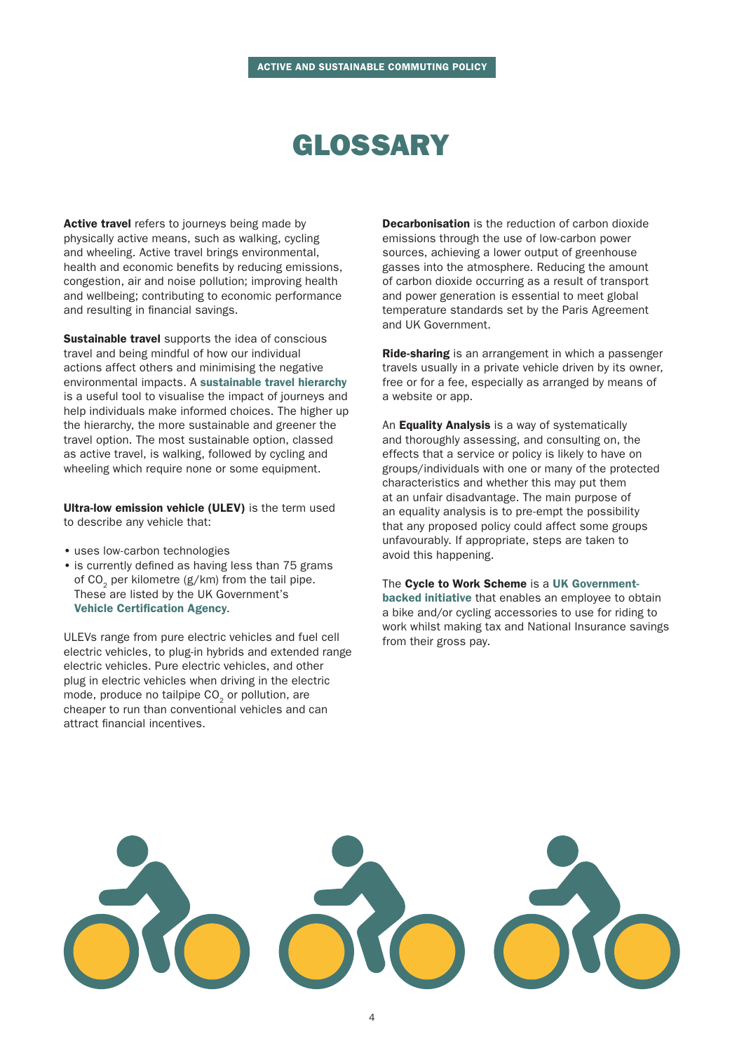# GLOSSARY

**Active travel** refers to journeys being made by physically active means, such as walking, cycling and wheeling. Active travel brings environmental, health and economic benefits by reducing emissions, congestion, air and noise pollution; improving health and wellbeing; contributing to economic performance and resulting in financial savings.

**Sustainable travel** supports the idea of conscious travel and being mindful of how our individual actions affect others and minimising the negative environmental impacts. A **sustainable travel hierarchy** is a useful tool to visualise the impact of journeys and help individuals make informed choices. The higher up the hierarchy, the more sustainable and greener the travel option. The most sustainable option, classed as active travel, is walking, followed by cycling and wheeling which require none or some equipment.

**Ultra-low emission vehicle (ULEV)** is the term used to describe any vehicle that:

- uses low-carbon technologies
- is currently defined as having less than 75 grams of $CO_2$ per kilometre (g/km) from the tail pipe. These are listed by the UK Government's **Vehicle Certification Agency**.

ULEVs range from pure electric vehicles and fuel cell electric vehicles, to plug-in hybrids and extended range electric vehicles. Pure electric vehicles, and other plug in electric vehicles when driving in the electric mode, produce no tailpipe $CO_2$ or pollution, are cheaper to run than conventional vehicles and can attract financial incentives.

**Decarbonisation** is the reduction of carbon dioxide emissions through the use of low-carbon power sources, achieving a lower output of greenhouse gasses into the atmosphere. Reducing the amount of carbon dioxide occurring as a result of transport and power generation is essential to meet global temperature standards set by the Paris Agreement and UK Government.

**Ride-sharing** is an arrangement in which a passenger travels usually in a private vehicle driven by its owner, free or for a fee, especially as arranged by means of a website or app.

An **Equality Analysis** is a way of systematically and thoroughly assessing, and consulting on, the effects that a service or policy is likely to have on groups/individuals with one or many of the protected characteristics and whether this may put them at an unfair disadvantage. The main purpose of an equality analysis is to pre-empt the possibility that any proposed policy could affect some groups unfavourably. If appropriate, steps are taken to avoid this happening.

The **Cycle to Work Scheme** is a **UK Government-backed initiative** that enables an employee to obtain a bike and/or cycling accessories to use for riding to work whilst making tax and National Insurance savings from their gross pay.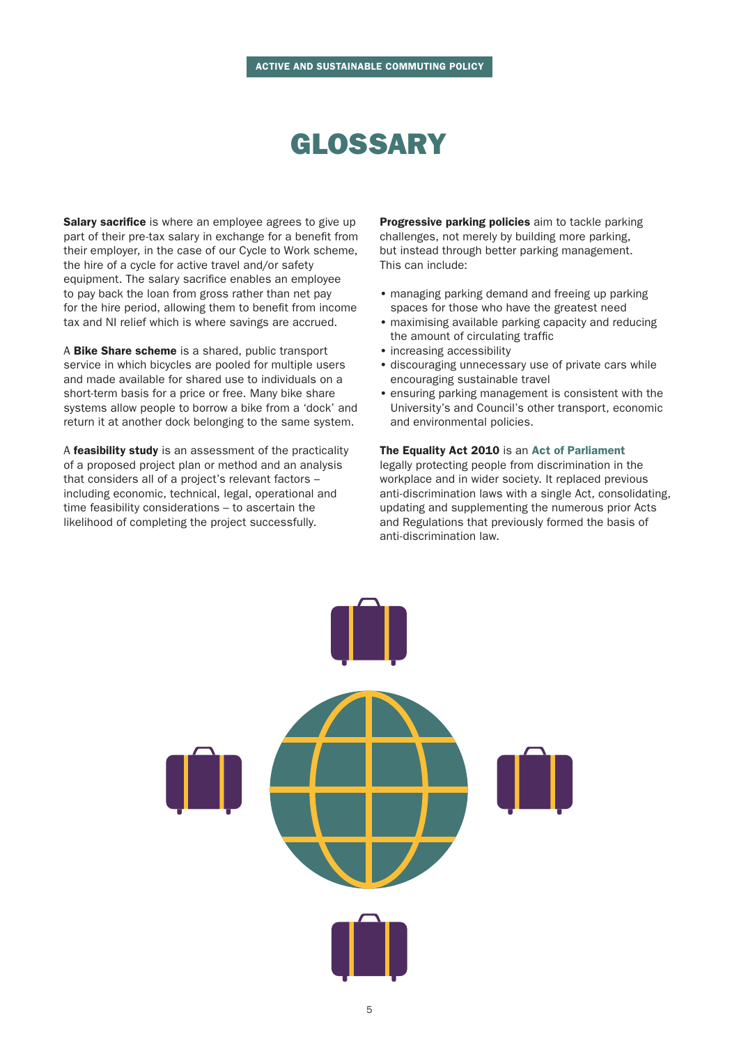# GLOSSARY

**Salary sacrifice** is where an employee agrees to give up part of their pre-tax salary in exchange for a benefit from their employer, in the case of our Cycle to Work scheme, the hire of a cycle for active travel and/or safety equipment. The salary sacrifice enables an employee to pay back the loan from gross rather than net pay for the hire period, allowing them to benefit from income tax and NI relief which is where savings are accrued.

A **Bike Share scheme** is a shared, public transport service in which bicycles are pooled for multiple users and made available for shared use to individuals on a short-term basis for a price or free. Many bike share systems allow people to borrow a bike from a 'dock' and return it at another dock belonging to the same system.

A **feasibility study** is an assessment of the practicality of a proposed project plan or method and an analysis that considers all of a project's relevant factors – including economic, technical, legal, operational and time feasibility considerations – to ascertain the likelihood of completing the project successfully.

**Progressive parking policies** aim to tackle parking challenges, not merely by building more parking, but instead through better parking management. This can include:

- managing parking demand and freeing up parking spaces for those who have the greatest need
- maximising available parking capacity and reducing the amount of circulating traffic
- increasing accessibility
- discouraging unnecessary use of private cars while encouraging sustainable travel
- ensuring parking management is consistent with the University's and Council's other transport, economic and environmental policies.

**The Equality Act 2010** is an **Act of Parliament** legally protecting people from discrimination in the workplace and in wider society. It replaced previous anti-discrimination laws with a single Act, consolidating, updating and supplementing the numerous prior Acts and Regulations that previously formed the basis of anti-discrimination law.